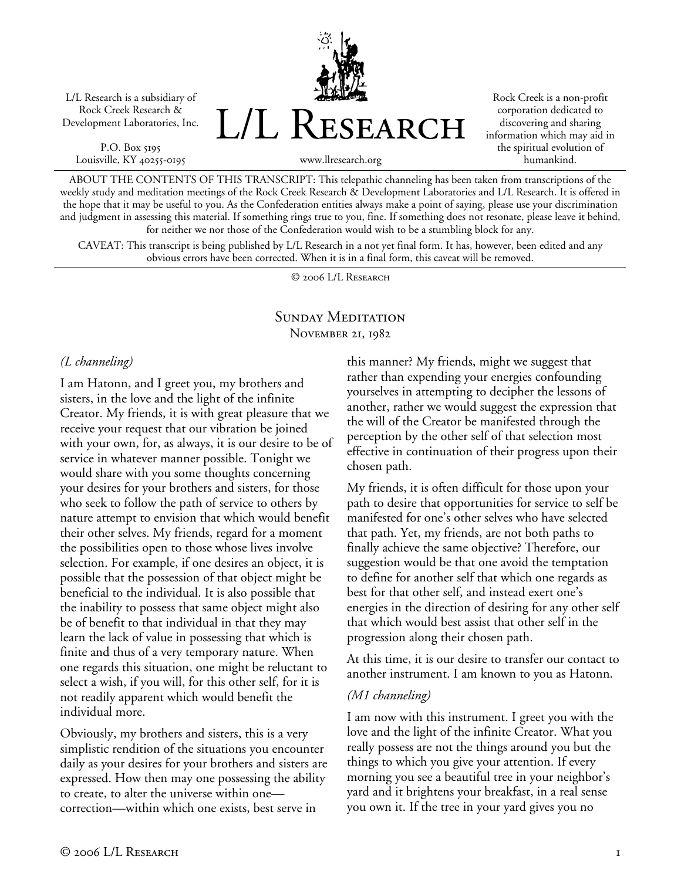L/L Research is a subsidiary of Rock Creek Research & Development Laboratories, Inc.

P.O. Box 5195
Louisville, KY 40255-0195

# L/L Research

www.llresearch.org

Rock Creek is a non-profit corporation dedicated to discovering and sharing information which may aid in the spiritual evolution of humankind.

ABOUT THE CONTENTS OF THIS TRANSCRIPT: This telepathic channeling has been taken from transcriptions of the weekly study and meditation meetings of the Rock Creek Research & Development Laboratories and L/L Research. It is offered in the hope that it may be useful to you. As the Confederation entities always make a point of saying, please use your discrimination and judgment in assessing this material. If something rings true to you, fine. If something does not resonate, please leave it behind, for neither we nor those of the Confederation would wish to be a stumbling block for any.

CAVEAT: This transcript is being published by L/L Research in a not yet final form. It has, however, been edited and any obvious errors have been corrected. When it is in a final form, this caveat will be removed.

© 2006 L/L Research

## Sunday Meditation
November 21, 1982

*(L channeling)*

I am Hatonn, and I greet you, my brothers and sisters, in the love and the light of the infinite Creator. My friends, it is with great pleasure that we receive your request that our vibration be joined with your own, for, as always, it is our desire to be of service in whatever manner possible. Tonight we would share with you some thoughts concerning your desires for your brothers and sisters, for those who seek to follow the path of service to others by nature attempt to envision that which would benefit their other selves. My friends, regard for a moment the possibilities open to those whose lives involve selection. For example, if one desires an object, it is possible that the possession of that object might be beneficial to the individual. It is also possible that the inability to possess that same object might also be of benefit to that individual in that they may learn the lack of value in possessing that which is finite and thus of a very temporary nature. When one regards this situation, one might be reluctant to select a wish, if you will, for this other self, for it is not readily apparent which would benefit the individual more.

Obviously, my brothers and sisters, this is a very simplistic rendition of the situations you encounter daily as your desires for your brothers and sisters are expressed. How then may one possessing the ability to create, to alter the universe within one—correction—within which one exists, best serve in this manner? My friends, might we suggest that rather than expending your energies confounding yourselves in attempting to decipher the lessons of another, rather we would suggest the expression that the will of the Creator be manifested through the perception by the other self of that selection most effective in continuation of their progress upon their chosen path.

My friends, it is often difficult for those upon your path to desire that opportunities for service to self be manifested for one's other selves who have selected that path. Yet, my friends, are not both paths to finally achieve the same objective? Therefore, our suggestion would be that one avoid the temptation to define for another self that which one regards as best for that other self, and instead exert one's energies in the direction of desiring for any other self that which would best assist that other self in the progression along their chosen path.

At this time, it is our desire to transfer our contact to another instrument. I am known to you as Hatonn.

*(M1 channeling)*

I am now with this instrument. I greet you with the love and the light of the infinite Creator. What you really possess are not the things around you but the things to which you give your attention. If every morning you see a beautiful tree in your neighbor's yard and it brightens your breakfast, in a real sense you own it. If the tree in your yard gives you no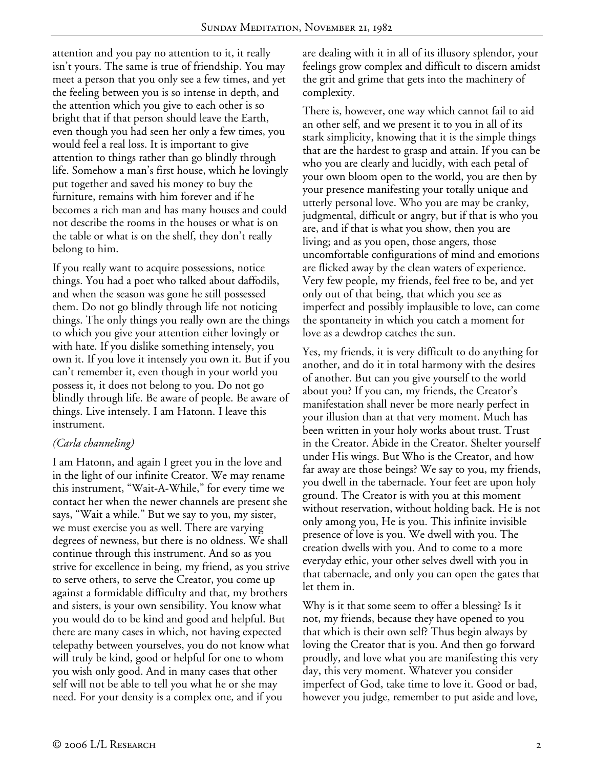attention and you pay no attention to it, it really isn't yours. The same is true of friendship. You may meet a person that you only see a few times, and yet the feeling between you is so intense in depth, and the attention which you give to each other is so bright that if that person should leave the Earth, even though you had seen her only a few times, you would feel a real loss. It is important to give attention to things rather than go blindly through life. Somehow a man's first house, which he lovingly put together and saved his money to buy the furniture, remains with him forever and if he becomes a rich man and has many houses and could not describe the rooms in the houses or what is on the table or what is on the shelf, they don't really belong to him.

If you really want to acquire possessions, notice things. You had a poet who talked about daffodils, and when the season was gone he still possessed them. Do not go blindly through life not noticing things. The only things you really own are the things to which you give your attention either lovingly or with hate. If you dislike something intensely, you own it. If you love it intensely you own it. But if you can't remember it, even though in your world you possess it, it does not belong to you. Do not go blindly through life. Be aware of people. Be aware of things. Live intensely. I am Hatonn. I leave this instrument.

*(Carla channeling)*

I am Hatonn, and again I greet you in the love and in the light of our infinite Creator. We may rename this instrument, "Wait-A-While," for every time we contact her when the newer channels are present she says, "Wait a while." But we say to you, my sister, we must exercise you as well. There are varying degrees of newness, but there is no oldness. We shall continue through this instrument. And so as you strive for excellence in being, my friend, as you strive to serve others, to serve the Creator, you come up against a formidable difficulty and that, my brothers and sisters, is your own sensibility. You know what you would do to be kind and good and helpful. But there are many cases in which, not having expected telepathy between yourselves, you do not know what will truly be kind, good or helpful for one to whom you wish only good. And in many cases that other self will not be able to tell you what he or she may need. For your density is a complex one, and if you are dealing with it in all of its illusory splendor, your feelings grow complex and difficult to discern amidst the grit and grime that gets into the machinery of complexity.

There is, however, one way which cannot fail to aid an other self, and we present it to you in all of its stark simplicity, knowing that it is the simple things that are the hardest to grasp and attain. If you can be who you are clearly and lucidly, with each petal of your own bloom open to the world, you are then by your presence manifesting your totally unique and utterly personal love. Who you are may be cranky, judgmental, difficult or angry, but if that is who you are, and if that is what you show, then you are living; and as you open, those angers, those uncomfortable configurations of mind and emotions are flicked away by the clean waters of experience. Very few people, my friends, feel free to be, and yet only out of that being, that which you see as imperfect and possibly implausible to love, can come the spontaneity in which you catch a moment for love as a dewdrop catches the sun.

Yes, my friends, it is very difficult to do anything for another, and do it in total harmony with the desires of another. But can you give yourself to the world about you? If you can, my friends, the Creator's manifestation shall never be more nearly perfect in your illusion than at that very moment. Much has been written in your holy works about trust. Trust in the Creator. Abide in the Creator. Shelter yourself under His wings. But Who is the Creator, and how far away are those beings? We say to you, my friends, you dwell in the tabernacle. Your feet are upon holy ground. The Creator is with you at this moment without reservation, without holding back. He is not only among you, He is you. This infinite invisible presence of love is you. We dwell with you. The creation dwells with you. And to come to a more everyday ethic, your other selves dwell with you in that tabernacle, and only you can open the gates that let them in.

Why is it that some seem to offer a blessing? Is it not, my friends, because they have opened to you that which is their own self? Thus begin always by loving the Creator that is you. And then go forward proudly, and love what you are manifesting this very day, this very moment. Whatever you consider imperfect of God, take time to love it. Good or bad, however you judge, remember to put aside and love,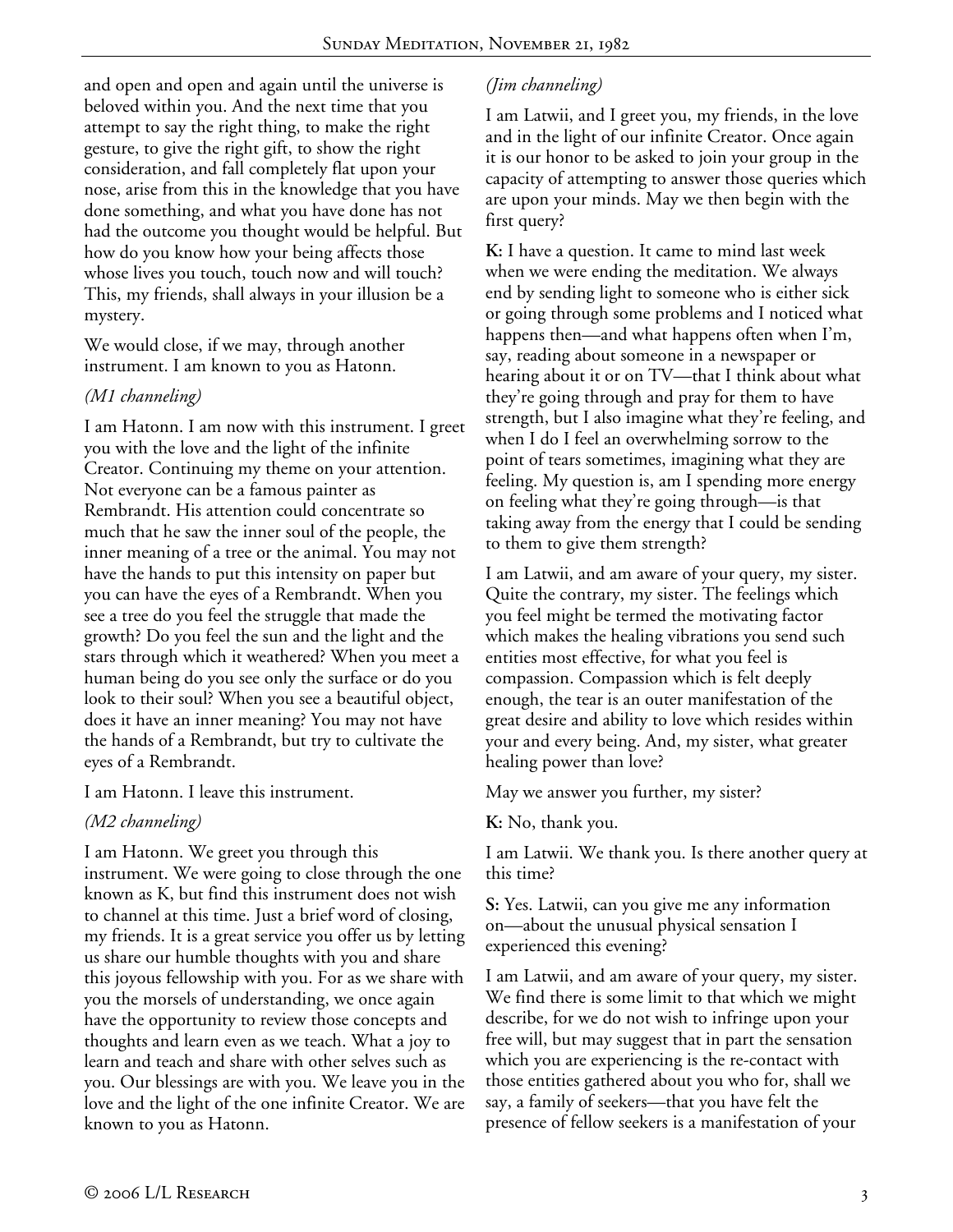and open and open and again until the universe is beloved within you. And the next time that you attempt to say the right thing, to make the right gesture, to give the right gift, to show the right consideration, and fall completely flat upon your nose, arise from this in the knowledge that you have done something, and what you have done has not had the outcome you thought would be helpful. But how do you know how your being affects those whose lives you touch, touch now and will touch? This, my friends, shall always in your illusion be a mystery.

We would close, if we may, through another instrument. I am known to you as Hatonn.

*(M1 channeling)*

I am Hatonn. I am now with this instrument. I greet you with the love and the light of the infinite Creator. Continuing my theme on your attention. Not everyone can be a famous painter as Rembrandt. His attention could concentrate so much that he saw the inner soul of the people, the inner meaning of a tree or the animal. You may not have the hands to put this intensity on paper but you can have the eyes of a Rembrandt. When you see a tree do you feel the struggle that made the growth? Do you feel the sun and the light and the stars through which it weathered? When you meet a human being do you see only the surface or do you look to their soul? When you see a beautiful object, does it have an inner meaning? You may not have the hands of a Rembrandt, but try to cultivate the eyes of a Rembrandt.

I am Hatonn. I leave this instrument.

*(M2 channeling)*

I am Hatonn. We greet you through this instrument. We were going to close through the one known as K, but find this instrument does not wish to channel at this time. Just a brief word of closing, my friends. It is a great service you offer us by letting us share our humble thoughts with you and share this joyous fellowship with you. For as we share with you the morsels of understanding, we once again have the opportunity to review those concepts and thoughts and learn even as we teach. What a joy to learn and teach and share with other selves such as you. Our blessings are with you. We leave you in the love and the light of the one infinite Creator. We are known to you as Hatonn.

*(Jim channeling)*

I am Latwii, and I greet you, my friends, in the love and in the light of our infinite Creator. Once again it is our honor to be asked to join your group in the capacity of attempting to answer those queries which are upon your minds. May we then begin with the first query?

**K:** I have a question. It came to mind last week when we were ending the meditation. We always end by sending light to someone who is either sick or going through some problems and I noticed what happens then—and what happens often when I'm, say, reading about someone in a newspaper or hearing about it or on TV—that I think about what they're going through and pray for them to have strength, but I also imagine what they're feeling, and when I do I feel an overwhelming sorrow to the point of tears sometimes, imagining what they are feeling. My question is, am I spending more energy on feeling what they're going through—is that taking away from the energy that I could be sending to them to give them strength?

I am Latwii, and am aware of your query, my sister. Quite the contrary, my sister. The feelings which you feel might be termed the motivating factor which makes the healing vibrations you send such entities most effective, for what you feel is compassion. Compassion which is felt deeply enough, the tear is an outer manifestation of the great desire and ability to love which resides within your and every being. And, my sister, what greater healing power than love?

May we answer you further, my sister?

**K:** No, thank you.

I am Latwii. We thank you. Is there another query at this time?

**S:** Yes. Latwii, can you give me any information on—about the unusual physical sensation I experienced this evening?

I am Latwii, and am aware of your query, my sister. We find there is some limit to that which we might describe, for we do not wish to infringe upon your free will, but may suggest that in part the sensation which you are experiencing is the re-contact with those entities gathered about you who for, shall we say, a family of seekers—that you have felt the presence of fellow seekers is a manifestation of your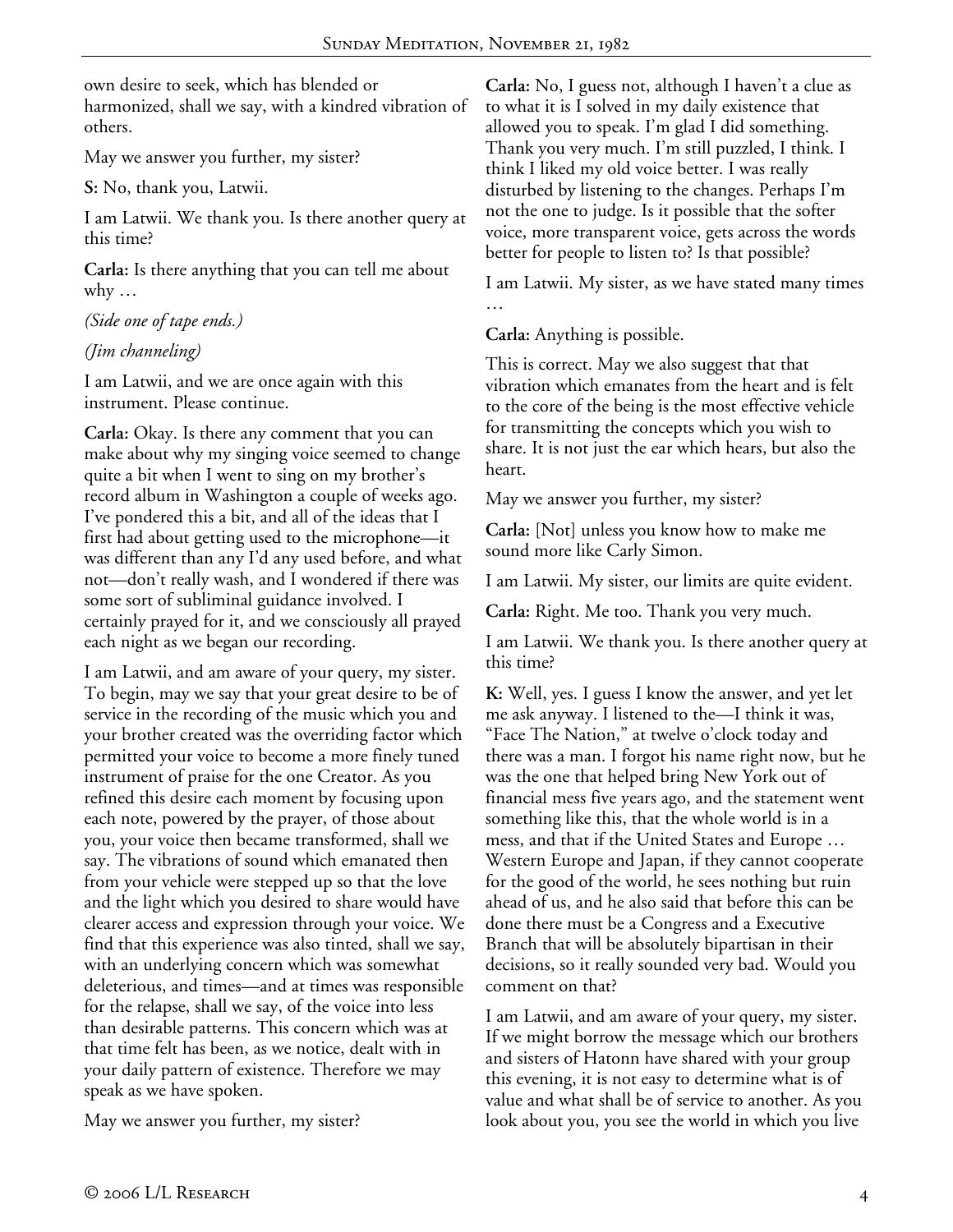own desire to seek, which has blended or harmonized, shall we say, with a kindred vibration of others.

May we answer you further, my sister?

**S:** No, thank you, Latwii.

I am Latwii. We thank you. Is there another query at this time?

**Carla:** Is there anything that you can tell me about why …

*(Side one of tape ends.)*

*(Jim channeling)*

I am Latwii, and we are once again with this instrument. Please continue.

**Carla:** Okay. Is there any comment that you can make about why my singing voice seemed to change quite a bit when I went to sing on my brother's record album in Washington a couple of weeks ago. I've pondered this a bit, and all of the ideas that I first had about getting used to the microphone—it was different than any I'd any used before, and what not—don't really wash, and I wondered if there was some sort of subliminal guidance involved. I certainly prayed for it, and we consciously all prayed each night as we began our recording.

I am Latwii, and am aware of your query, my sister. To begin, may we say that your great desire to be of service in the recording of the music which you and your brother created was the overriding factor which permitted your voice to become a more finely tuned instrument of praise for the one Creator. As you refined this desire each moment by focusing upon each note, powered by the prayer, of those about you, your voice then became transformed, shall we say. The vibrations of sound which emanated then from your vehicle were stepped up so that the love and the light which you desired to share would have clearer access and expression through your voice. We find that this experience was also tinted, shall we say, with an underlying concern which was somewhat deleterious, and times—and at times was responsible for the relapse, shall we say, of the voice into less than desirable patterns. This concern which was at that time felt has been, as we notice, dealt with in your daily pattern of existence. Therefore we may speak as we have spoken.

May we answer you further, my sister?

**Carla:** No, I guess not, although I haven't a clue as to what it is I solved in my daily existence that allowed you to speak. I'm glad I did something. Thank you very much. I'm still puzzled, I think. I think I liked my old voice better. I was really disturbed by listening to the changes. Perhaps I'm not the one to judge. Is it possible that the softer voice, more transparent voice, gets across the words better for people to listen to? Is that possible?

I am Latwii. My sister, as we have stated many times …

**Carla:** Anything is possible.

This is correct. May we also suggest that that vibration which emanates from the heart and is felt to the core of the being is the most effective vehicle for transmitting the concepts which you wish to share. It is not just the ear which hears, but also the heart.

May we answer you further, my sister?

**Carla:** [Not] unless you know how to make me sound more like Carly Simon.

I am Latwii. My sister, our limits are quite evident.

**Carla:** Right. Me too. Thank you very much.

I am Latwii. We thank you. Is there another query at this time?

**K:** Well, yes. I guess I know the answer, and yet let me ask anyway. I listened to the—I think it was, "Face The Nation," at twelve o'clock today and there was a man. I forgot his name right now, but he was the one that helped bring New York out of financial mess five years ago, and the statement went something like this, that the whole world is in a mess, and that if the United States and Europe … Western Europe and Japan, if they cannot cooperate for the good of the world, he sees nothing but ruin ahead of us, and he also said that before this can be done there must be a Congress and a Executive Branch that will be absolutely bipartisan in their decisions, so it really sounded very bad. Would you comment on that?

I am Latwii, and am aware of your query, my sister. If we might borrow the message which our brothers and sisters of Hatonn have shared with your group this evening, it is not easy to determine what is of value and what shall be of service to another. As you look about you, you see the world in which you live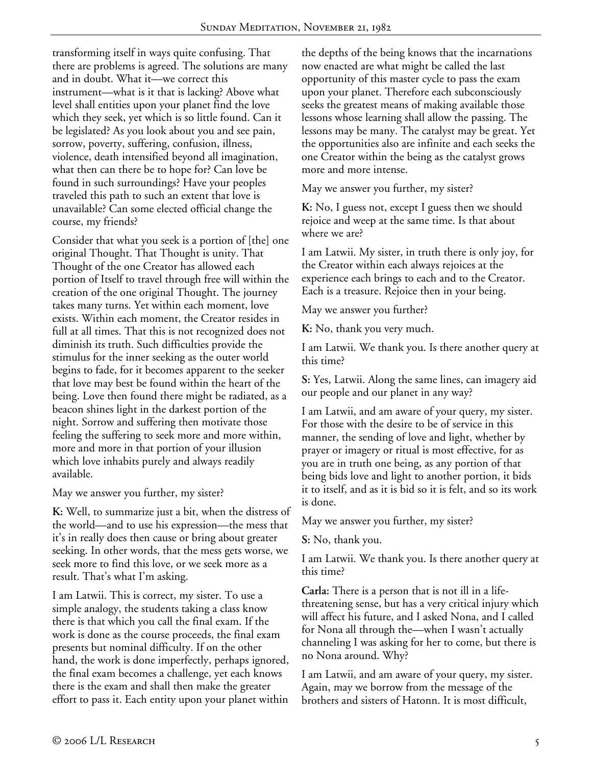transforming itself in ways quite confusing. That there are problems is agreed. The solutions are many and in doubt. What it—we correct this instrument—what is it that is lacking? Above what level shall entities upon your planet find the love which they seek, yet which is so little found. Can it be legislated? As you look about you and see pain, sorrow, poverty, suffering, confusion, illness, violence, death intensified beyond all imagination, what then can there be to hope for? Can love be found in such surroundings? Have your peoples traveled this path to such an extent that love is unavailable? Can some elected official change the course, my friends?

Consider that what you seek is a portion of [the] one original Thought. That Thought is unity. That Thought of the one Creator has allowed each portion of Itself to travel through free will within the creation of the one original Thought. The journey takes many turns. Yet within each moment, love exists. Within each moment, the Creator resides in full at all times. That this is not recognized does not diminish its truth. Such difficulties provide the stimulus for the inner seeking as the outer world begins to fade, for it becomes apparent to the seeker that love may best be found within the heart of the being. Love then found there might be radiated, as a beacon shines light in the darkest portion of the night. Sorrow and suffering then motivate those feeling the suffering to seek more and more within, more and more in that portion of your illusion which love inhabits purely and always readily available.

May we answer you further, my sister?

**K:** Well, to summarize just a bit, when the distress of the world—and to use his expression—the mess that it's in really does then cause or bring about greater seeking. In other words, that the mess gets worse, we seek more to find this love, or we seek more as a result. That's what I'm asking.

I am Latwii. This is correct, my sister. To use a simple analogy, the students taking a class know there is that which you call the final exam. If the work is done as the course proceeds, the final exam presents but nominal difficulty. If on the other hand, the work is done imperfectly, perhaps ignored, the final exam becomes a challenge, yet each knows there is the exam and shall then make the greater effort to pass it. Each entity upon your planet within the depths of the being knows that the incarnations now enacted are what might be called the last opportunity of this master cycle to pass the exam upon your planet. Therefore each subconsciously seeks the greatest means of making available those lessons whose learning shall allow the passing. The lessons may be many. The catalyst may be great. Yet the opportunities also are infinite and each seeks the one Creator within the being as the catalyst grows more and more intense.

May we answer you further, my sister?

**K:** No, I guess not, except I guess then we should rejoice and weep at the same time. Is that about where we are?

I am Latwii. My sister, in truth there is only joy, for the Creator within each always rejoices at the experience each brings to each and to the Creator. Each is a treasure. Rejoice then in your being.

May we answer you further?

**K:** No, thank you very much.

I am Latwii. We thank you. Is there another query at this time?

**S:** Yes, Latwii. Along the same lines, can imagery aid our people and our planet in any way?

I am Latwii, and am aware of your query, my sister. For those with the desire to be of service in this manner, the sending of love and light, whether by prayer or imagery or ritual is most effective, for as you are in truth one being, as any portion of that being bids love and light to another portion, it bids it to itself, and as it is bid so it is felt, and so its work is done.

May we answer you further, my sister?

**S:** No, thank you.

I am Latwii. We thank you. Is there another query at this time?

**Carla:** There is a person that is not ill in a life-threatening sense, but has a very critical injury which will affect his future, and I asked Nona, and I called for Nona all through the—when I wasn't actually channeling I was asking for her to come, but there is no Nona around. Why?

I am Latwii, and am aware of your query, my sister. Again, may we borrow from the message of the brothers and sisters of Hatonn. It is most difficult,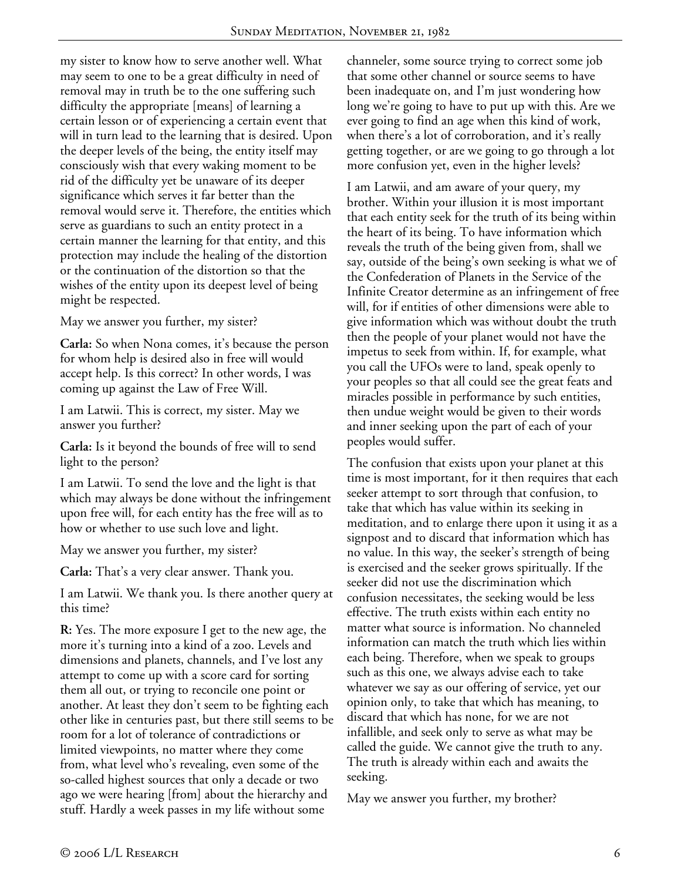my sister to know how to serve another well. What may seem to one to be a great difficulty in need of removal may in truth be to the one suffering such difficulty the appropriate [means] of learning a certain lesson or of experiencing a certain event that will in turn lead to the learning that is desired. Upon the deeper levels of the being, the entity itself may consciously wish that every waking moment to be rid of the difficulty yet be unaware of its deeper significance which serves it far better than the removal would serve it. Therefore, the entities which serve as guardians to such an entity protect in a certain manner the learning for that entity, and this protection may include the healing of the distortion or the continuation of the distortion so that the wishes of the entity upon its deepest level of being might be respected.

May we answer you further, my sister?

**Carla:** So when Nona comes, it's because the person for whom help is desired also in free will would accept help. Is this correct? In other words, I was coming up against the Law of Free Will.

I am Latwii. This is correct, my sister. May we answer you further?

**Carla:** Is it beyond the bounds of free will to send light to the person?

I am Latwii. To send the love and the light is that which may always be done without the infringement upon free will, for each entity has the free will as to how or whether to use such love and light.

May we answer you further, my sister?

**Carla:** That's a very clear answer. Thank you.

I am Latwii. We thank you. Is there another query at this time?

**R:** Yes. The more exposure I get to the new age, the more it's turning into a kind of a zoo. Levels and dimensions and planets, channels, and I've lost any attempt to come up with a score card for sorting them all out, or trying to reconcile one point or another. At least they don't seem to be fighting each other like in centuries past, but there still seems to be room for a lot of tolerance of contradictions or limited viewpoints, no matter where they come from, what level who's revealing, even some of the so-called highest sources that only a decade or two ago we were hearing [from] about the hierarchy and stuff. Hardly a week passes in my life without some channeler, some source trying to correct some job that some other channel or source seems to have been inadequate on, and I'm just wondering how long we're going to have to put up with this. Are we ever going to find an age when this kind of work, when there's a lot of corroboration, and it's really getting together, or are we going to go through a lot more confusion yet, even in the higher levels?

I am Latwii, and am aware of your query, my brother. Within your illusion it is most important that each entity seek for the truth of its being within the heart of its being. To have information which reveals the truth of the being given from, shall we say, outside of the being's own seeking is what we of the Confederation of Planets in the Service of the Infinite Creator determine as an infringement of free will, for if entities of other dimensions were able to give information which was without doubt the truth then the people of your planet would not have the impetus to seek from within. If, for example, what you call the UFOs were to land, speak openly to your peoples so that all could see the great feats and miracles possible in performance by such entities, then undue weight would be given to their words and inner seeking upon the part of each of your peoples would suffer.

The confusion that exists upon your planet at this time is most important, for it then requires that each seeker attempt to sort through that confusion, to take that which has value within its seeking in meditation, and to enlarge there upon it using it as a signpost and to discard that information which has no value. In this way, the seeker's strength of being is exercised and the seeker grows spiritually. If the seeker did not use the discrimination which confusion necessitates, the seeking would be less effective. The truth exists within each entity no matter what source is information. No channeled information can match the truth which lies within each being. Therefore, when we speak to groups such as this one, we always advise each to take whatever we say as our offering of service, yet our opinion only, to take that which has meaning, to discard that which has none, for we are not infallible, and seek only to serve as what may be called the guide. We cannot give the truth to any. The truth is already within each and awaits the seeking.

May we answer you further, my brother?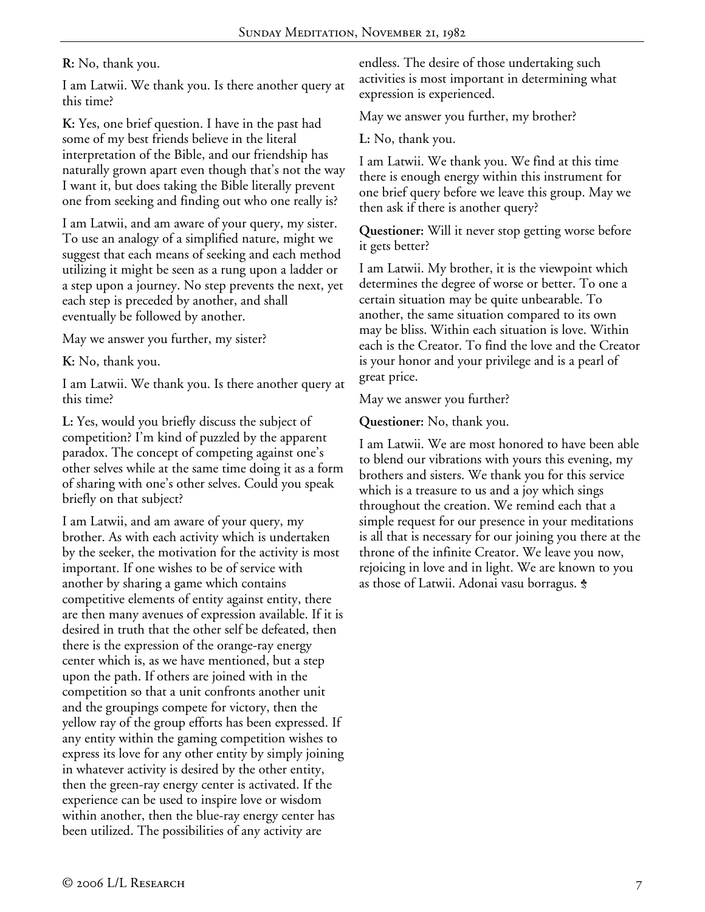**R:** No, thank you.

I am Latwii. We thank you. Is there another query at this time?

**K:** Yes, one brief question. I have in the past had some of my best friends believe in the literal interpretation of the Bible, and our friendship has naturally grown apart even though that's not the way I want it, but does taking the Bible literally prevent one from seeking and finding out who one really is?

I am Latwii, and am aware of your query, my sister. To use an analogy of a simplified nature, might we suggest that each means of seeking and each method utilizing it might be seen as a rung upon a ladder or a step upon a journey. No step prevents the next, yet each step is preceded by another, and shall eventually be followed by another.

May we answer you further, my sister?

**K:** No, thank you.

I am Latwii. We thank you. Is there another query at this time?

**L:** Yes, would you briefly discuss the subject of competition? I'm kind of puzzled by the apparent paradox. The concept of competing against one's other selves while at the same time doing it as a form of sharing with one's other selves. Could you speak briefly on that subject?

I am Latwii, and am aware of your query, my brother. As with each activity which is undertaken by the seeker, the motivation for the activity is most important. If one wishes to be of service with another by sharing a game which contains competitive elements of entity against entity, there are then many avenues of expression available. If it is desired in truth that the other self be defeated, then there is the expression of the orange-ray energy center which is, as we have mentioned, but a step upon the path. If others are joined with in the competition so that a unit confronts another unit and the groupings compete for victory, then the yellow ray of the group efforts has been expressed. If any entity within the gaming competition wishes to express its love for any other entity by simply joining in whatever activity is desired by the other entity, then the green-ray energy center is activated. If the experience can be used to inspire love or wisdom within another, then the blue-ray energy center has been utilized. The possibilities of any activity are endless. The desire of those undertaking such activities is most important in determining what expression is experienced.

May we answer you further, my brother?

**L:** No, thank you.

I am Latwii. We thank you. We find at this time there is enough energy within this instrument for one brief query before we leave this group. May we then ask if there is another query?

**Questioner:** Will it never stop getting worse before it gets better?

I am Latwii. My brother, it is the viewpoint which determines the degree of worse or better. To one a certain situation may be quite unbearable. To another, the same situation compared to its own may be bliss. Within each situation is love. Within each is the Creator. To find the love and the Creator is your honor and your privilege and is a pearl of great price.

May we answer you further?

**Questioner:** No, thank you.

I am Latwii. We are most honored to have been able to blend our vibrations with yours this evening, my brothers and sisters. We thank you for this service which is a treasure to us and a joy which sings throughout the creation. We remind each that a simple request for our presence in your meditations is all that is necessary for our joining you there at the throne of the infinite Creator. We leave you now, rejoicing in love and in light. We are known to you as those of Latwii. Adonai vasu borragus.